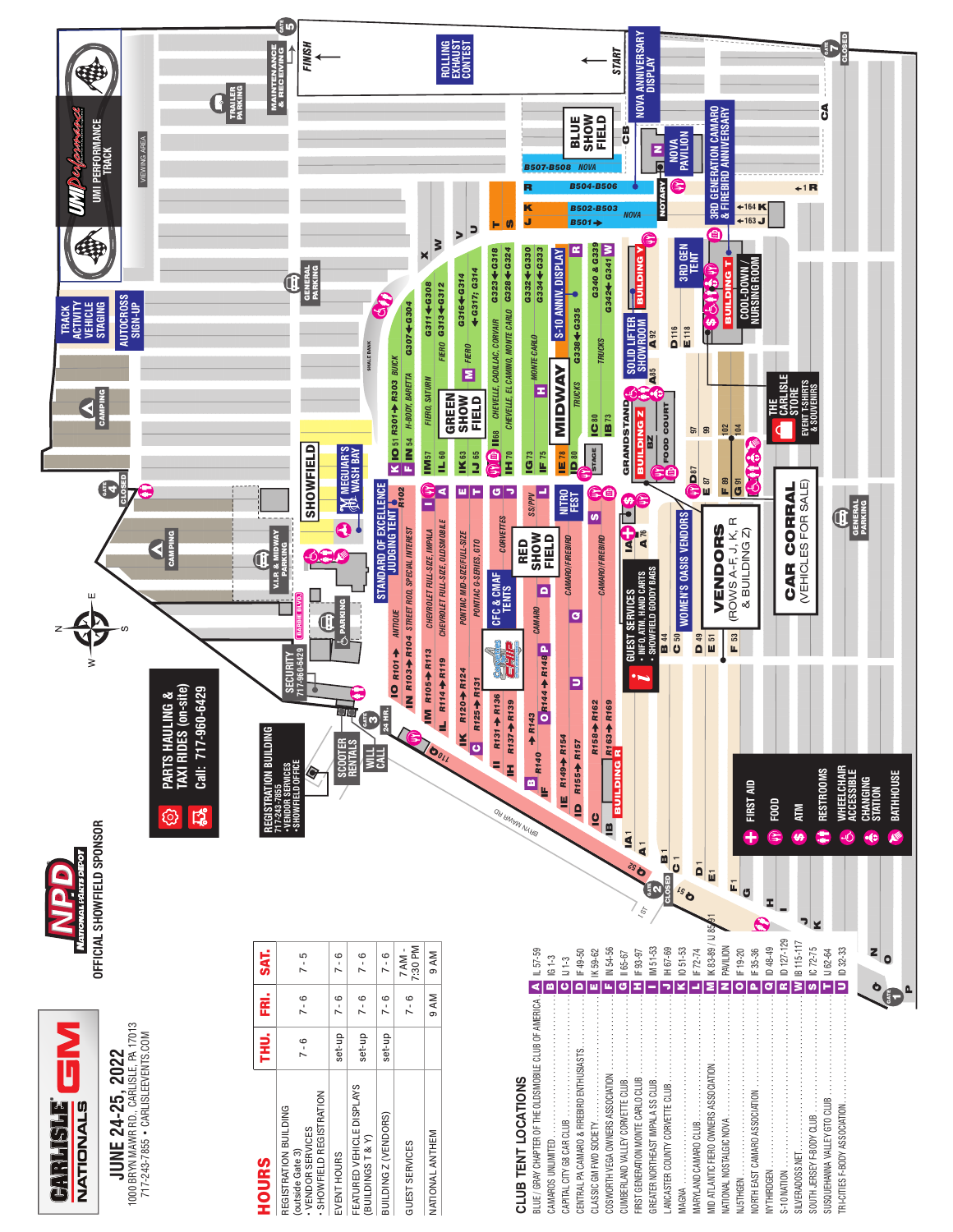# CARLISLE GM NATIONALS

## JUNE 24-25, 2022

1000 BRYN MAWR RD., CARLISLE, PA 17013
717-243-7855 • CARLISLEEVENTS.COM

NPD National Parts Depot
OFFICIAL SHOWFIELD SPONSOR

## HOURS

| | THU. | FRI. | SAT. |
|---|---|---|---|
| REGISTRATION BUILDING (outside Gate 3) • VENDOR SERVICES • SHOWFIELD REGISTRATION | 7 - 6 | 7 - 6 | 7 - 5 |
| EVENT HOURS | set-up | 7 - 6 | 7 - 6 |
| FEATURED VEHICLE DISPLAYS (BUILDINGS T & Y) | set-up | 7 - 6 | 7 - 6 |
| BUILDING Z (VENDORS) | set-up | 7 - 6 | 7 - 6 |
| GUEST SERVICES | | 7 - 6 | 7 AM - 7:30 PM |
| NATIONAL ANTHEM | | 9 AM | 9 AM |

## CLUB TENT LOCATIONS

- **A** BLUE / GRAY CHAPTER OF THE OLDSMOBILE CLUB OF AMERICA ..... IL 57-59
- **B** CAMAROS UNLIMITED ..... IG 1-3
- **C** CAPITAL CITY G8 CAR CLUB ..... IJ 1-3
- **D** CENTRAL PA CAMARO & FIREBIRD ENTHUSIASTS ..... IF 49-50
- **E** CLASSIC GM FWD SOCIETY ..... IK 59-62
- **F** COSWORTH VEGA OWNERS ASSOCIATION ..... IN 54-56
- **G** CUMBERLAND VALLEY CORVETTE CLUB ..... II 65-67
- **H** FIRST GENERATION MONTE CARLO CLUB ..... IF 93-97
- **I** GREATER NORTHEAST IMPALA SS CLUB ..... IM 51-53
- **J** LANCASTER COUNTY CORVETTE CLUB ..... IH 67-69
- **K** MAGNA ..... IO 51-53
- **L** MARYLAND CAMARO CLUB ..... IF 72-74
- **M** MID ATLANTIC FIERO OWNERS ASSOCIATION ..... IK 83-89 / IJ 85-91
- **N** NATIONAL NOSTALGIC NOVA ..... PAVILION
- **O** NJ5THGEN ..... IF 19-20
- **P** NORTH EAST CAMARO ASSOCIATION ..... IF 35-36
- **Q** NYTHIRDGEN ..... ID 48-49
- **R** S-10 NATION ..... ID 127-129
- **W** SILVERADOSS.NET ..... IB 115-117
- **S** SOUTH JERSEY F-BODY CLUB ..... IC 72-75
- **T** SUSQUEHANNA VALLEY GTO CLUB ..... IJ 62-64
- **U** TRI-CITIES F-BODY ASSOCIATION ..... ID 32-33

## MAP

- PARTS HAULING & TAXI RIDES (on-site) Call: 717-960-6429
- REGISTRATION BUILDING 717-243-7855 • VENDOR SERVICES • SHOWFIELD OFFICE
- SECURITY 717-960-6429
- SCOOTER RENTALS
- WILL CALL
- GATE 1, GATE 2 (CLOSED), GATE 3 (24 HR.), GATE 4 (CLOSED), GATE 5, GATE 7 (CLOSED)
- BRYN MAWR RD
- V.I.P. & MIDWAY PARKING
- CAMPING
- GENERAL PARKING
- SHOWFIELD
- MEGUIAR'S WASH BAY
- STANDARD OF EXCELLENCE JUDGING TENT
- CFC & CNAF TENTS
- RED SHOW FIELD
- GREEN SHOW FIELD
- BLUE SHOW FIELD
- NITRO FEST
- MIDWAY
- S-10 ANNIV. DISPLAY
- GRANDSTAND
- BUILDING Z, BUILDING Y, BUILDING T, BUILDING R
- FOOD COURT
- SOLID LIFTER SHOWROOM
- 3RD GEN TENT
- COOL-DOWN / NURSING ROOM
- THE CARLISLE STORE — EVENT T-SHIRTS & SOUVENIRS
- GUEST SERVICES • INFO, ATM, HAND CARTS • SHOWFIELD GOODY BAGS
- WOMEN'S OASIS VENDORS
- VENDORS (ROWS A-F, J, K, R & BUILDING Z)
- CAR CORRAL (VEHICLES FOR SALE)
- UMI PERFORMANCE TRACK
- VIEWING AREA
- TRACK ACTIVITY VEHICLE STAGING
- AUTOCROSS SIGN-UP
- TRAILER PARKING
- MAINTENANCE & RECEIVING
- ROLLING EXHAUST CONTEST (START / FINISH)
- NOVA ANNIVERSARY DISPLAY
- NOVA PAVILION
- NOTARY
- 3RD GENERATION CAMARO & FIREBIRD ANNIVERSARY
- STAGE

### Showfield rows

- IO R101 → R102 ANTIQUE; IN R103 → R104 STREET ROD, SPECIAL INTEREST
- IM R105 → R113 CHEVROLET FULL-SIZE, IMPALA; IL R114 → R119 CHEVROLET FULL-SIZE, OLDSMOBILE
- IK R120 → R124 PONTIAC MID-SIZE/FULL-SIZE; IJ R125 → R131 PONTIAC G-SERIES, GTO
- II R131 → R136 CORVETTES; IH R137 → R139
- IG R140 → R143; IF R144 → R148 CAMARO; SS/PPV
- IE R149 → R154; ID R155 → R157 CAMARO/FIREBIRD
- IC R158 → R162; IB R163 → R169 CAMARO/FIREBIRD
- IO 51 R301 → R303 BUICK; IN 54 G307 ← G304 H-BODY, BARETTA
- IM 57 G311 → G308 FIERO, SATURN; IL 60 G313 ← G312 FIERO
- IK 63 G316 ← G314; IJ 65 G317; G314 FIERO
- II 68 G323 ← G318 CHEVELLE, CADILLAC, CORVAIR; IH 70 G328 ← G324 CHEVELLE, EL CAMINO, MONTE CARLO
- IG 73 G332 ← G330; IF 75 G334 ← G333 MONTE CARLO
- IE 78 G338 ← G335 TRUCKS; ID 80
- IC 80 G340 & G339; IB 73 G342 ← G341 TRUCKS
- B507-B508 NOVA; B504-B506; B502-B503 NOVA; B501 →
- ← 164 K; ← 163 J; ← 1 R

### Legend

- FIRST AID
- FOOD
- ATM
- RESTROOMS
- WHEELCHAIR ACCESSIBLE
- CHANGING STATION
- BATHHOUSE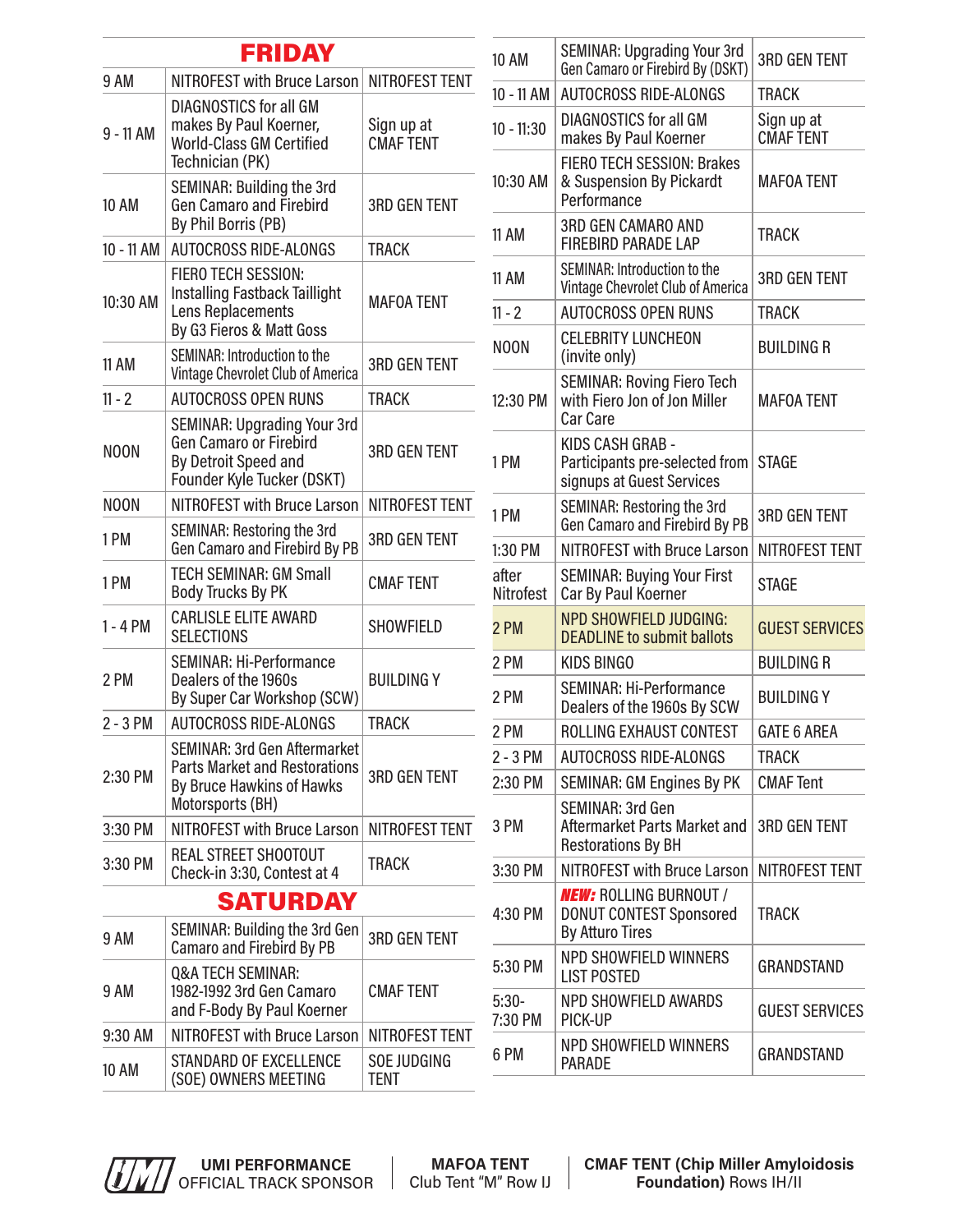## FRIDAY

| | | |
|---|---|---|
| 9 AM | NITROFEST with Bruce Larson | NITROFEST TENT |
| 9 - 11 AM | DIAGNOSTICS for all GM makes By Paul Koerner, World-Class GM Certified Technician (PK) | Sign up at CMAF TENT |
| 10 AM | SEMINAR: Building the 3rd Gen Camaro and Firebird By Phil Borris (PB) | 3RD GEN TENT |
| 10 - 11 AM | AUTOCROSS RIDE-ALONGS | TRACK |
| 10:30 AM | FIERO TECH SESSION: Installing Fastback Taillight Lens Replacements By G3 Fieros & Matt Goss | MAFOA TENT |
| 11 AM | SEMINAR: Introduction to the Vintage Chevrolet Club of America | 3RD GEN TENT |
| 11 - 2 | AUTOCROSS OPEN RUNS | TRACK |
| NOON | SEMINAR: Upgrading Your 3rd Gen Camaro or Firebird By Detroit Speed and Founder Kyle Tucker (DSKT) | 3RD GEN TENT |
| NOON | NITROFEST with Bruce Larson | NITROFEST TENT |
| 1 PM | SEMINAR: Restoring the 3rd Gen Camaro and Firebird By PB | 3RD GEN TENT |
| 1 PM | TECH SEMINAR: GM Small Body Trucks By PK | CMAF TENT |
| 1 - 4 PM | CARLISLE ELITE AWARD SELECTIONS | SHOWFIELD |
| 2 PM | SEMINAR: Hi-Performance Dealers of the 1960s By Super Car Workshop (SCW) | BUILDING Y |
| 2 - 3 PM | AUTOCROSS RIDE-ALONGS | TRACK |
| 2:30 PM | SEMINAR: 3rd Gen Aftermarket Parts Market and Restorations By Bruce Hawkins of Hawks Motorsports (BH) | 3RD GEN TENT |
| 3:30 PM | NITROFEST with Bruce Larson | NITROFEST TENT |
| 3:30 PM | REAL STREET SHOOTOUT Check-in 3:30, Contest at 4 | TRACK |

## SATURDAY

| | | |
|---|---|---|
| 9 AM | SEMINAR: Building the 3rd Gen Camaro and Firebird By PB | 3RD GEN TENT |
| 9 AM | Q&A TECH SEMINAR: 1982-1992 3rd Gen Camaro and F-Body By Paul Koerner | CMAF TENT |
| 9:30 AM | NITROFEST with Bruce Larson | NITROFEST TENT |
| 10 AM | STANDARD OF EXCELLENCE (SOE) OWNERS MEETING | SOE JUDGING TENT |
| 10 AM | SEMINAR: Upgrading Your 3rd Gen Camaro or Firebird By (DSKT) | 3RD GEN TENT |
| 10 - 11 AM | AUTOCROSS RIDE-ALONGS | TRACK |
| 10 - 11:30 | DIAGNOSTICS for all GM makes By Paul Koerner | Sign up at CMAF TENT |
| 10:30 AM | FIERO TECH SESSION: Brakes & Suspension By Pickardt Performance | MAFOA TENT |
| 11 AM | 3RD GEN CAMARO AND FIREBIRD PARADE LAP | TRACK |
| 11 AM | SEMINAR: Introduction to the Vintage Chevrolet Club of America | 3RD GEN TENT |
| 11 - 2 | AUTOCROSS OPEN RUNS | TRACK |
| NOON | CELEBRITY LUNCHEON (invite only) | BUILDING R |
| 12:30 PM | SEMINAR: Roving Fiero Tech with Fiero Jon of Jon Miller Car Care | MAFOA TENT |
| 1 PM | KIDS CASH GRAB - Participants pre-selected from signups at Guest Services | STAGE |
| 1 PM | SEMINAR: Restoring the 3rd Gen Camaro and Firebird By PB | 3RD GEN TENT |
| 1:30 PM | NITROFEST with Bruce Larson | NITROFEST TENT |
| after Nitrofest | SEMINAR: Buying Your First Car By Paul Koerner | STAGE |
| 2 PM | NPD SHOWFIELD JUDGING: DEADLINE to submit ballots | GUEST SERVICES |
| 2 PM | KIDS BINGO | BUILDING R |
| 2 PM | SEMINAR: Hi-Performance Dealers of the 1960s By SCW | BUILDING Y |
| 2 PM | ROLLING EXHAUST CONTEST | GATE 6 AREA |
| 2 - 3 PM | AUTOCROSS RIDE-ALONGS | TRACK |
| 2:30 PM | SEMINAR: GM Engines By PK | CMAF Tent |
| 3 PM | SEMINAR: 3rd Gen Aftermarket Parts Market and Restorations By BH | 3RD GEN TENT |
| 3:30 PM | NITROFEST with Bruce Larson | NITROFEST TENT |
| 4:30 PM | ***NEW:*** ROLLING BURNOUT / DONUT CONTEST Sponsored By Atturo Tires | TRACK |
| 5:30 PM | NPD SHOWFIELD WINNERS LIST POSTED | GRANDSTAND |
| 5:30-7:30 PM | NPD SHOWFIELD AWARDS PICK-UP | GUEST SERVICES |
| 6 PM | NPD SHOWFIELD WINNERS PARADE | GRANDSTAND |

**UMI PERFORMANCE**
OFFICIAL TRACK SPONSOR

**MAFOA TENT**
Club Tent "M" Row IJ

**CMAF TENT (Chip Miller Amyloidosis Foundation)** Rows IH/II